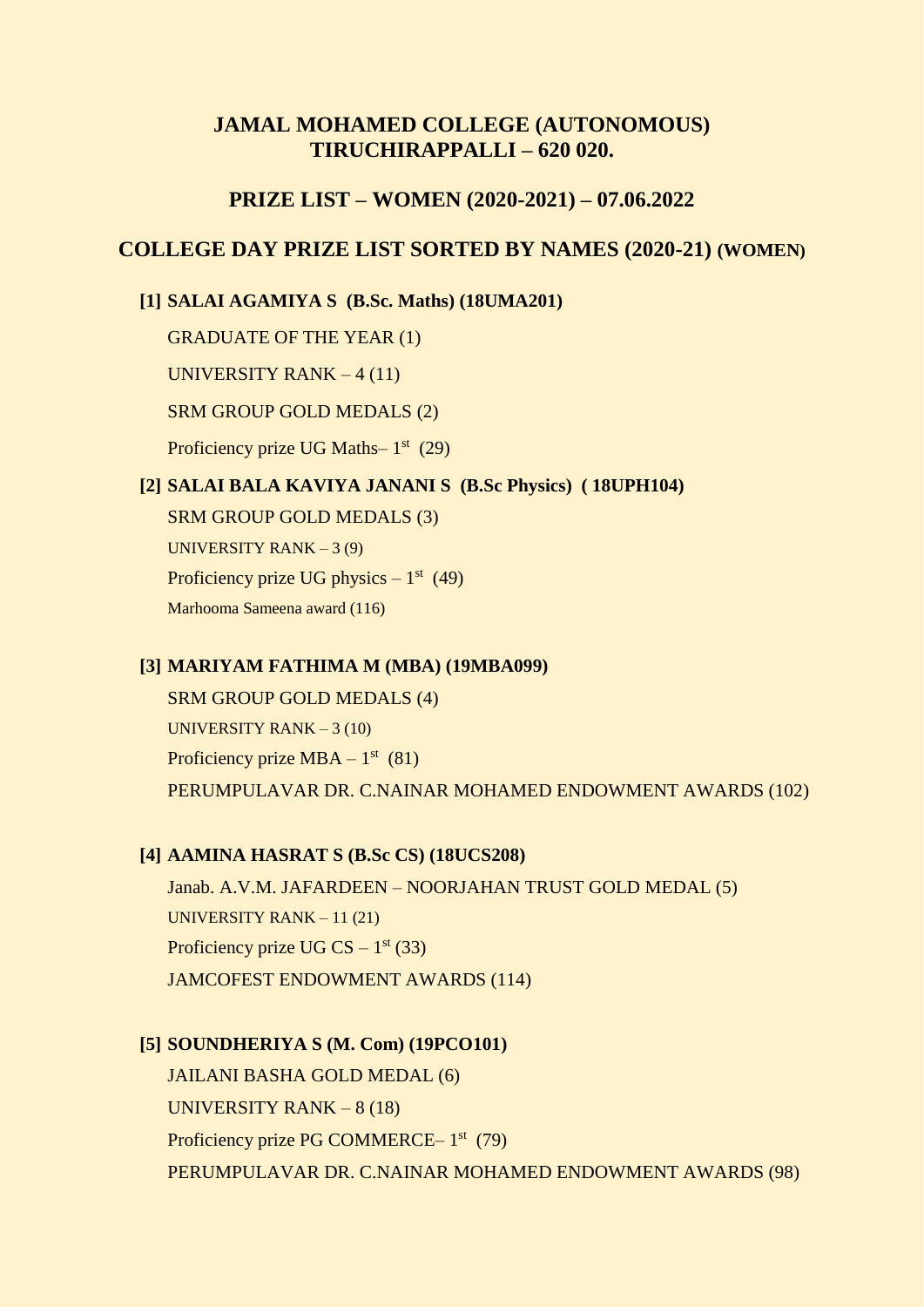# JAMAL MOHAMED COLLEGE (AUTONOMOUS)
# TIRUCHIRAPPALLI – 620 020.

## PRIZE LIST – WOMEN (2020-2021) – 07.06.2022

## COLLEGE DAY PRIZE LIST SORTED BY NAMES (2020-21) (WOMEN)

**[1] SALAI AGAMIYA S (B.Sc. Maths) (18UMA201)**

GRADUATE OF THE YEAR (1)

UNIVERSITY RANK – 4 (11)

SRM GROUP GOLD MEDALS (2)

Proficiency prize UG Maths– 1st (29)

**[2] SALAI BALA KAVIYA JANANI S (B.Sc Physics) ( 18UPH104)**

SRM GROUP GOLD MEDALS (3)

UNIVERSITY RANK – 3 (9)

Proficiency prize UG physics – 1st (49)

Marhooma Sameena award (116)

**[3] MARIYAM FATHIMA M (MBA) (19MBA099)**

SRM GROUP GOLD MEDALS (4)

UNIVERSITY RANK – 3 (10)

Proficiency prize MBA – 1st (81)

PERUMPULAVAR DR. C.NAINAR MOHAMED ENDOWMENT AWARDS (102)

**[4] AAMINA HASRAT S (B.Sc CS) (18UCS208)**

Janab. A.V.M. JAFARDEEN – NOORJAHAN TRUST GOLD MEDAL (5)

UNIVERSITY RANK – 11 (21)

Proficiency prize UG CS – 1st (33)

JAMCOFEST ENDOWMENT AWARDS (114)

**[5] SOUNDHERIYA S (M. Com) (19PCO101)**

JAILANI BASHA GOLD MEDAL (6)

UNIVERSITY RANK – 8 (18)

Proficiency prize PG COMMERCE– 1st (79)

PERUMPULAVAR DR. C.NAINAR MOHAMED ENDOWMENT AWARDS (98)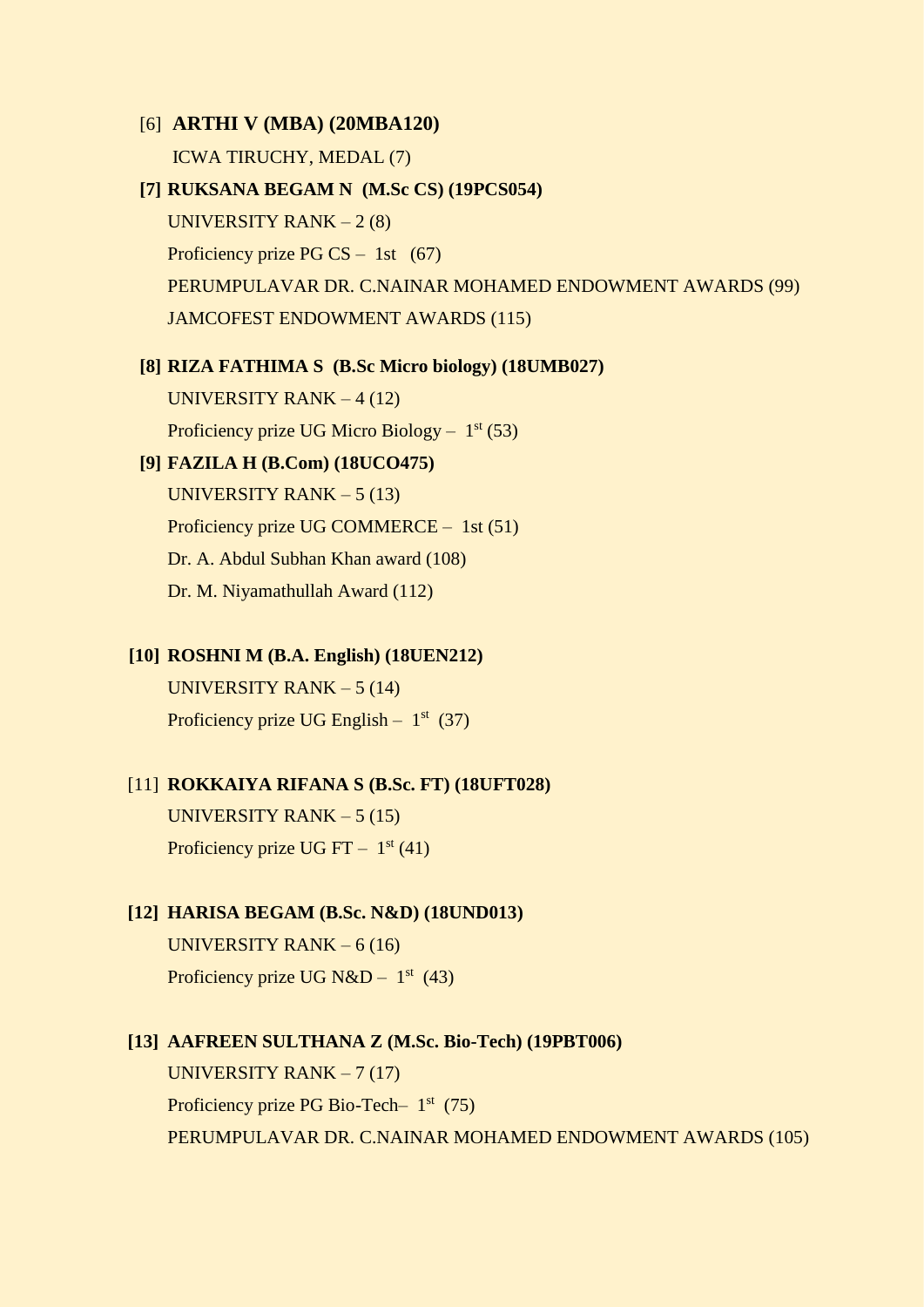[6] **ARTHI V (MBA) (20MBA120)**

ICWA TIRUCHY, MEDAL (7)

**[7] RUKSANA BEGAM N (M.Sc CS) (19PCS054)**

UNIVERSITY RANK – 2 (8)

Proficiency prize PG CS – 1st (67)

PERUMPULAVAR DR. C.NAINAR MOHAMED ENDOWMENT AWARDS (99)

JAMCOFEST ENDOWMENT AWARDS (115)

**[8] RIZA FATHIMA S (B.Sc Micro biology) (18UMB027)**

UNIVERSITY RANK – 4 (12)

Proficiency prize UG Micro Biology – 1st (53)

**[9] FAZILA H (B.Com) (18UCO475)**

UNIVERSITY RANK – 5 (13)

Proficiency prize UG COMMERCE – 1st (51)

Dr. A. Abdul Subhan Khan award (108)

Dr. M. Niyamathullah Award (112)

**[10] ROSHNI M (B.A. English) (18UEN212)**

UNIVERSITY RANK – 5 (14)

Proficiency prize UG English – 1st (37)

[11] **ROKKAIYA RIFANA S (B.Sc. FT) (18UFT028)**

UNIVERSITY RANK – 5 (15)

Proficiency prize UG FT – 1st (41)

**[12] HARISA BEGAM (B.Sc. N&D) (18UND013)**

UNIVERSITY RANK – 6 (16)

Proficiency prize UG N&D – 1st (43)

**[13] AAFREEN SULTHANA Z (M.Sc. Bio-Tech) (19PBT006)**

UNIVERSITY RANK – 7 (17)

Proficiency prize PG Bio-Tech– 1st (75)

PERUMPULAVAR DR. C.NAINAR MOHAMED ENDOWMENT AWARDS (105)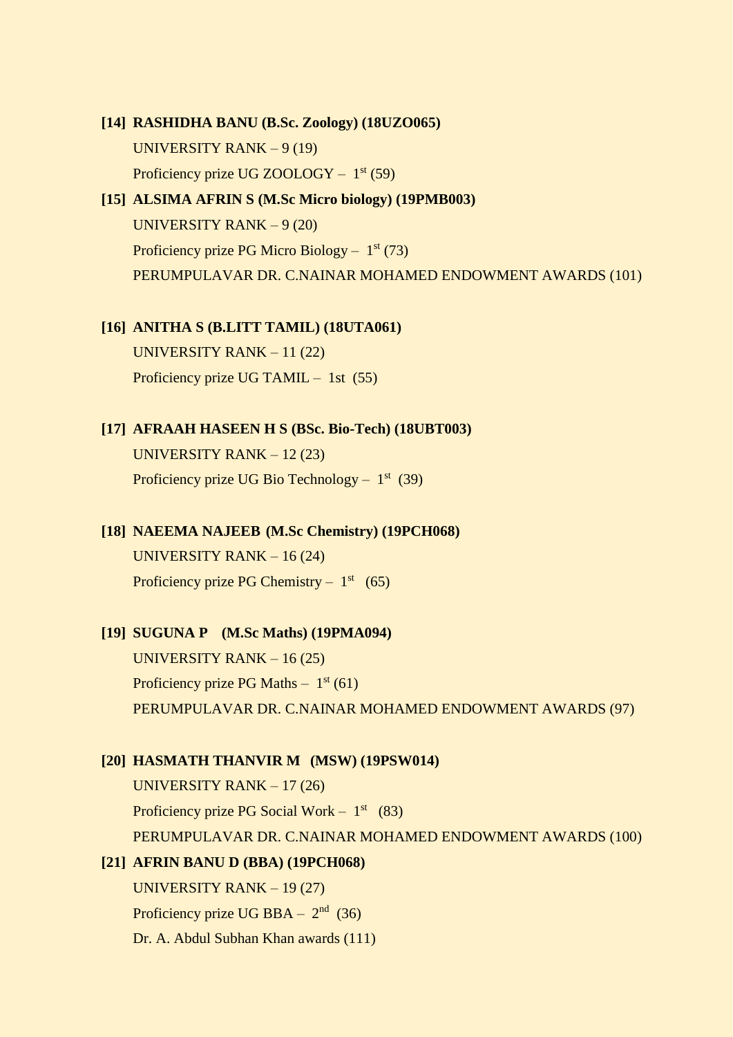**[14] RASHIDHA BANU (B.Sc. Zoology) (18UZO065)**

UNIVERSITY RANK – 9 (19)

Proficiency prize UG ZOOLOGY – 1st (59)

**[15] ALSIMA AFRIN S (M.Sc Micro biology) (19PMB003)**

UNIVERSITY RANK – 9 (20)

Proficiency prize PG Micro Biology – 1st (73)

PERUMPULAVAR DR. C.NAINAR MOHAMED ENDOWMENT AWARDS (101)

**[16] ANITHA S (B.LITT TAMIL) (18UTA061)**

UNIVERSITY RANK – 11 (22)

Proficiency prize UG TAMIL – 1st (55)

**[17] AFRAAH HASEEN H S (BSc. Bio-Tech) (18UBT003)**

UNIVERSITY RANK – 12 (23)

Proficiency prize UG Bio Technology – 1st (39)

**[18] NAEEMA NAJEEB (M.Sc Chemistry) (19PCH068)**

UNIVERSITY RANK – 16 (24)

Proficiency prize PG Chemistry – 1st (65)

**[19] SUGUNA P (M.Sc Maths) (19PMA094)**

UNIVERSITY RANK – 16 (25)

Proficiency prize PG Maths – 1st (61)

PERUMPULAVAR DR. C.NAINAR MOHAMED ENDOWMENT AWARDS (97)

**[20] HASMATH THANVIR M (MSW) (19PSW014)**

UNIVERSITY RANK – 17 (26)

Proficiency prize PG Social Work – 1st (83)

PERUMPULAVAR DR. C.NAINAR MOHAMED ENDOWMENT AWARDS (100)

**[21] AFRIN BANU D (BBA) (19PCH068)**

UNIVERSITY RANK – 19 (27)

Proficiency prize UG BBA – 2nd (36)

Dr. A. Abdul Subhan Khan awards (111)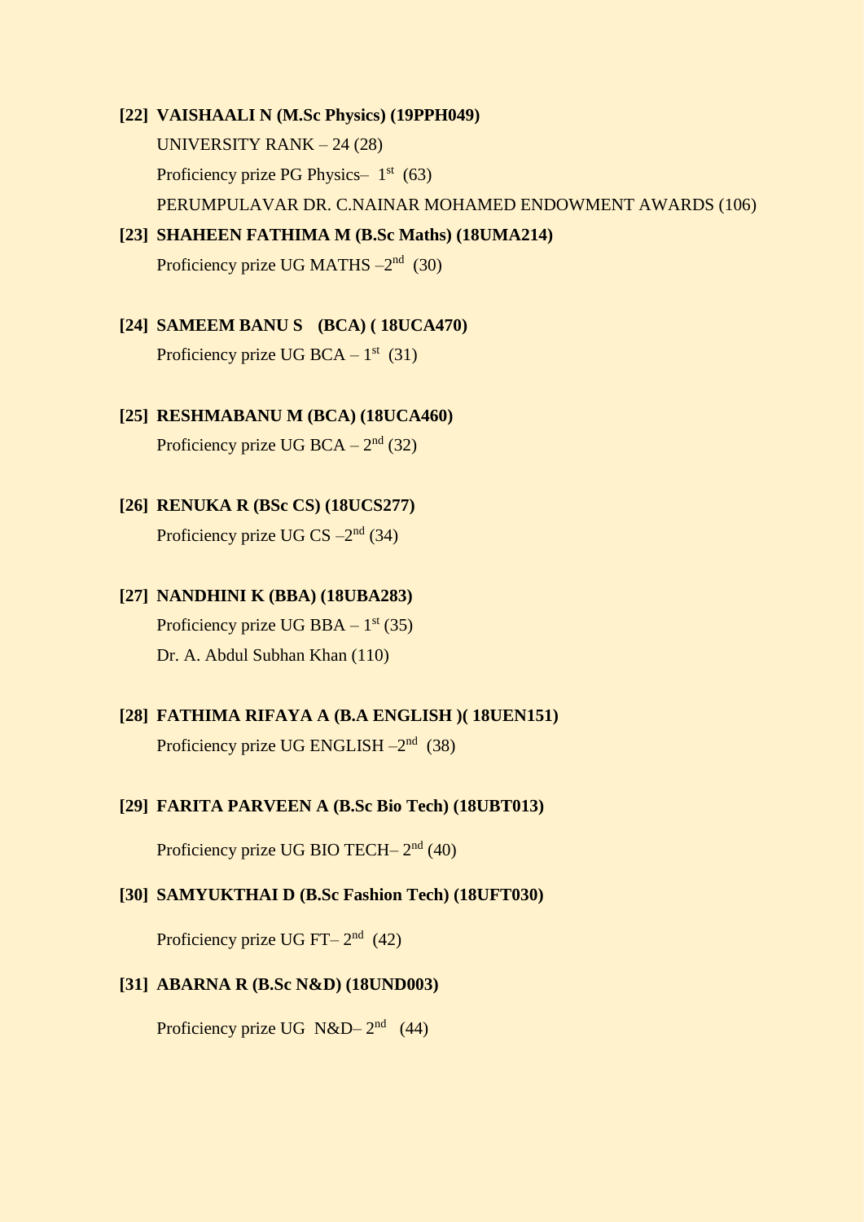**[22] VAISHAALI N (M.Sc Physics) (19PPH049)**

UNIVERSITY RANK – 24 (28)

Proficiency prize PG Physics– 1st (63)

PERUMPULAVAR DR. C.NAINAR MOHAMED ENDOWMENT AWARDS (106)

**[23] SHAHEEN FATHIMA M (B.Sc Maths) (18UMA214)**

Proficiency prize UG MATHS –2nd (30)

**[24] SAMEEM BANU S (BCA) ( 18UCA470)**

Proficiency prize UG BCA – 1st (31)

**[25] RESHMABANU M (BCA) (18UCA460)**

Proficiency prize UG BCA – 2nd (32)

**[26] RENUKA R (BSc CS) (18UCS277)**

Proficiency prize UG CS –2nd (34)

**[27] NANDHINI K (BBA) (18UBA283)**

Proficiency prize UG BBA – 1st (35)

Dr. A. Abdul Subhan Khan (110)

**[28] FATHIMA RIFAYA A (B.A ENGLISH )( 18UEN151)**

Proficiency prize UG ENGLISH –2nd (38)

**[29] FARITA PARVEEN A (B.Sc Bio Tech) (18UBT013)**

Proficiency prize UG BIO TECH– 2nd (40)

**[30] SAMYUKTHAI D (B.Sc Fashion Tech) (18UFT030)**

Proficiency prize UG FT– 2nd (42)

**[31] ABARNA R (B.Sc N&D) (18UND003)**

Proficiency prize UG N&D– 2nd (44)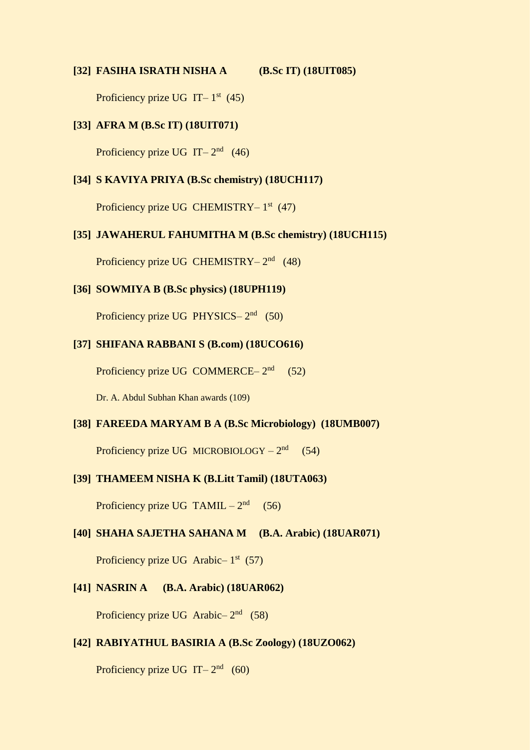**[32] FASIHA ISRATH NISHA A (B.Sc IT) (18UIT085)**

Proficiency prize UG IT– 1st (45)

**[33] AFRA M (B.Sc IT) (18UIT071)**

Proficiency prize UG IT– 2nd (46)

**[34] S KAVIYA PRIYA (B.Sc chemistry) (18UCH117)**

Proficiency prize UG CHEMISTRY– 1st (47)

**[35] JAWAHERUL FAHUMITHA M (B.Sc chemistry) (18UCH115)**

Proficiency prize UG CHEMISTRY– 2nd (48)

**[36] SOWMIYA B (B.Sc physics) (18UPH119)**

Proficiency prize UG PHYSICS– 2nd (50)

**[37] SHIFANA RABBANI S (B.com) (18UCO616)**

Proficiency prize UG COMMERCE– 2nd (52)

Dr. A. Abdul Subhan Khan awards (109)

**[38] FAREEDA MARYAM B A (B.Sc Microbiology) (18UMB007)**

Proficiency prize UG MICROBIOLOGY – 2nd (54)

**[39] THAMEEM NISHA K (B.Litt Tamil) (18UTA063)**

Proficiency prize UG TAMIL – 2nd (56)

**[40] SHAHA SAJETHA SAHANA M (B.A. Arabic) (18UAR071)**

Proficiency prize UG Arabic– 1st (57)

**[41] NASRIN A (B.A. Arabic) (18UAR062)**

Proficiency prize UG Arabic– 2nd (58)

**[42] RABIYATHUL BASIRIA A (B.Sc Zoology) (18UZO062)**

Proficiency prize UG IT– 2nd (60)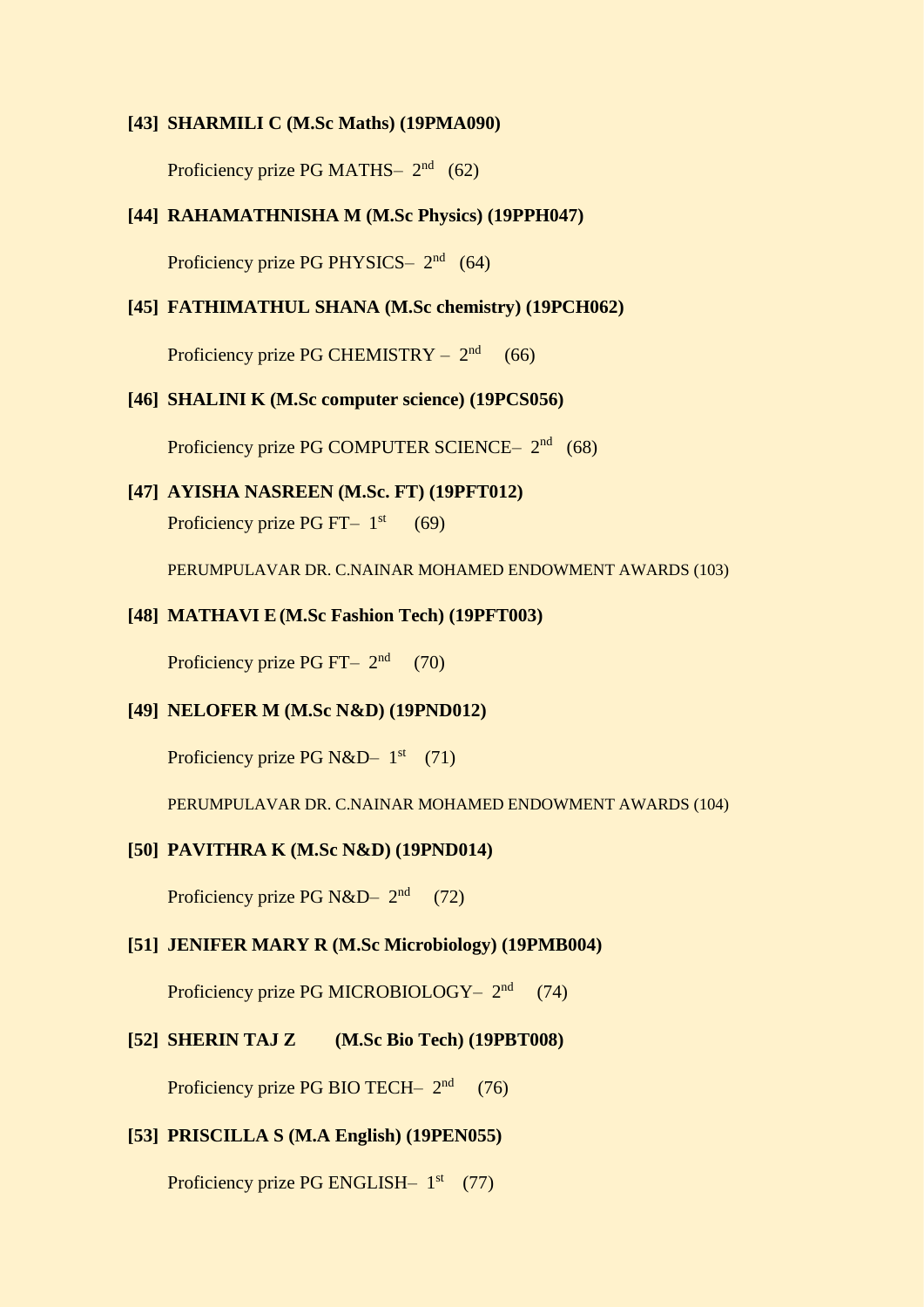**[43] SHARMILI C (M.Sc Maths) (19PMA090)**

Proficiency prize PG MATHS– 2nd (62)

**[44] RAHAMATHNISHA M (M.Sc Physics) (19PPH047)**

Proficiency prize PG PHYSICS– 2nd (64)

**[45] FATHIMATHUL SHANA (M.Sc chemistry) (19PCH062)**

Proficiency prize PG CHEMISTRY – 2nd (66)

**[46] SHALINI K (M.Sc computer science) (19PCS056)**

Proficiency prize PG COMPUTER SCIENCE– 2nd (68)

**[47] AYISHA NASREEN (M.Sc. FT) (19PFT012)**

Proficiency prize PG FT– 1st (69)

PERUMPULAVAR DR. C.NAINAR MOHAMED ENDOWMENT AWARDS (103)

**[48] MATHAVI E (M.Sc Fashion Tech) (19PFT003)**

Proficiency prize PG FT– 2nd (70)

**[49] NELOFER M (M.Sc N&D) (19PND012)**

Proficiency prize PG N&D– 1st (71)

PERUMPULAVAR DR. C.NAINAR MOHAMED ENDOWMENT AWARDS (104)

**[50] PAVITHRA K (M.Sc N&D) (19PND014)**

Proficiency prize PG N&D– 2nd (72)

**[51] JENIFER MARY R (M.Sc Microbiology) (19PMB004)**

Proficiency prize PG MICROBIOLOGY– 2nd (74)

**[52] SHERIN TAJ Z (M.Sc Bio Tech) (19PBT008)**

Proficiency prize PG BIO TECH– 2nd (76)

**[53] PRISCILLA S (M.A English) (19PEN055)**

Proficiency prize PG ENGLISH– 1st (77)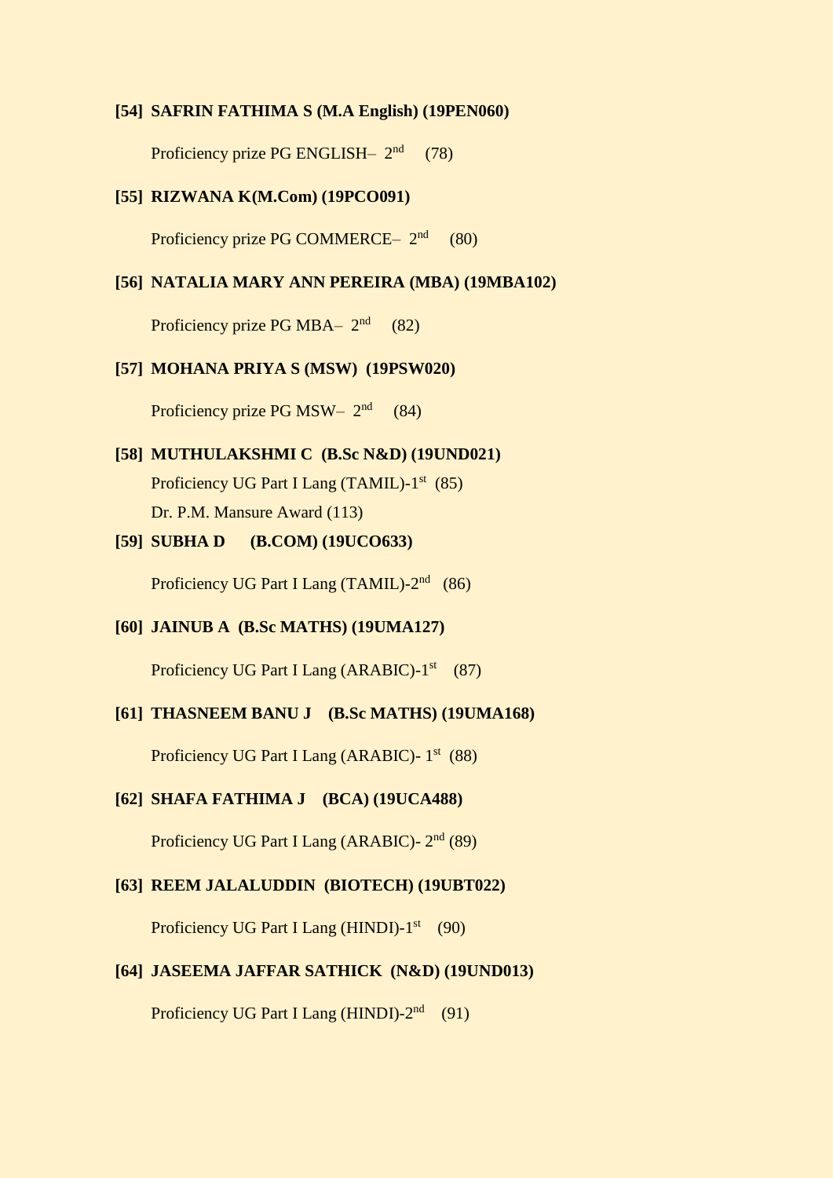**[54] SAFRIN FATHIMA S (M.A English) (19PEN060)**

Proficiency prize PG ENGLISH– 2nd (78)

**[55] RIZWANA K(M.Com) (19PCO091)**

Proficiency prize PG COMMERCE– 2nd (80)

**[56] NATALIA MARY ANN PEREIRA (MBA) (19MBA102)**

Proficiency prize PG MBA– 2nd (82)

**[57] MOHANA PRIYA S (MSW) (19PSW020)**

Proficiency prize PG MSW– 2nd (84)

**[58] MUTHULAKSHMI C (B.Sc N&D) (19UND021)**

Proficiency UG Part I Lang (TAMIL)-1st (85)

Dr. P.M. Mansure Award (113)

**[59] SUBHA D (B.COM) (19UCO633)**

Proficiency UG Part I Lang (TAMIL)-2nd (86)

**[60] JAINUB A (B.Sc MATHS) (19UMA127)**

Proficiency UG Part I Lang (ARABIC)-1st (87)

**[61] THASNEEM BANU J (B.Sc MATHS) (19UMA168)**

Proficiency UG Part I Lang (ARABIC)- 1st (88)

**[62] SHAFA FATHIMA J (BCA) (19UCA488)**

Proficiency UG Part I Lang (ARABIC)- 2nd (89)

**[63] REEM JALALUDDIN (BIOTECH) (19UBT022)**

Proficiency UG Part I Lang (HINDI)-1st (90)

**[64] JASEEMA JAFFAR SATHICK (N&D) (19UND013)**

Proficiency UG Part I Lang (HINDI)-2nd (91)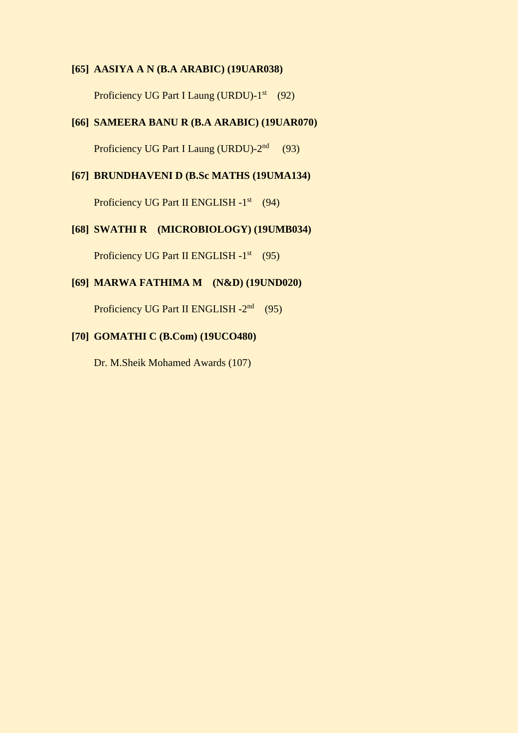**[65] AASIYA A N (B.A ARABIC) (19UAR038)**

Proficiency UG Part I Laung (URDU)-1st (92)

**[66] SAMEERA BANU R (B.A ARABIC) (19UAR070)**

Proficiency UG Part I Laung (URDU)-2nd (93)

**[67] BRUNDHAVENI D (B.Sc MATHS (19UMA134)**

Proficiency UG Part II ENGLISH -1st (94)

**[68] SWATHI R (MICROBIOLOGY) (19UMB034)**

Proficiency UG Part II ENGLISH -1st (95)

**[69] MARWA FATHIMA M (N&D) (19UND020)**

Proficiency UG Part II ENGLISH -2nd (95)

**[70] GOMATHI C (B.Com) (19UCO480)**

Dr. M.Sheik Mohamed Awards (107)